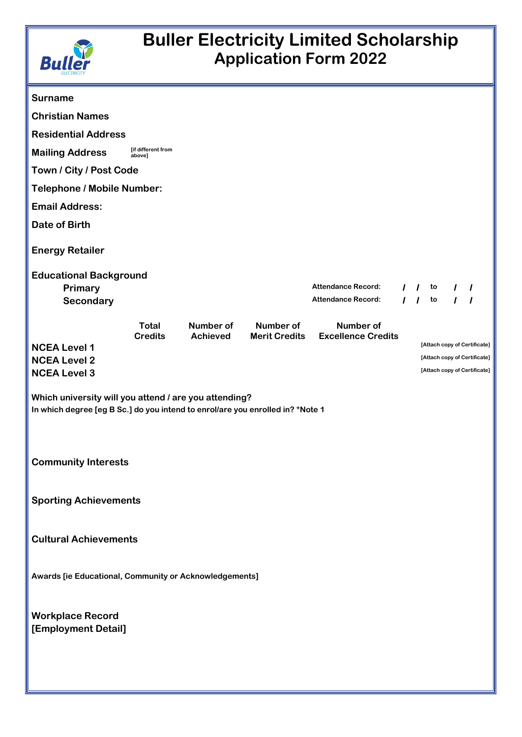# Buller Electricity Limited Scholarship
## Application Form 2022

**Surname**

**Christian Names**

**Residential Address**

**Mailing Address** [if different from above]

**Town / City / Post Code**

**Telephone / Mobile Number:**

**Email Address:**

**Date of Birth**

**Energy Retailer**

**Educational Background**

**Primary** — Attendance Record: / / to / /

**Secondary** — Attendance Record: / / to / /

| | Total Credits | Number of Achieved | Number of Merit Credits | Number of Excellence Credits | |
|---|---|---|---|---|---|
| **NCEA Level 1** | | | | | [Attach copy of Certificate] |
| **NCEA Level 2** | | | | | [Attach copy of Certificate] |
| **NCEA Level 3** | | | | | [Attach copy of Certificate] |

**Which university will you attend / are you attending?**

**In which degree [eg B Sc.] do you intend to enrol/are you enrolled in? *Note 1**

**Community Interests**

**Sporting Achievements**

**Cultural Achievements**

**Awards [ie Educational, Community or Acknowledgements]**

**Workplace Record**
**[Employment Detail]**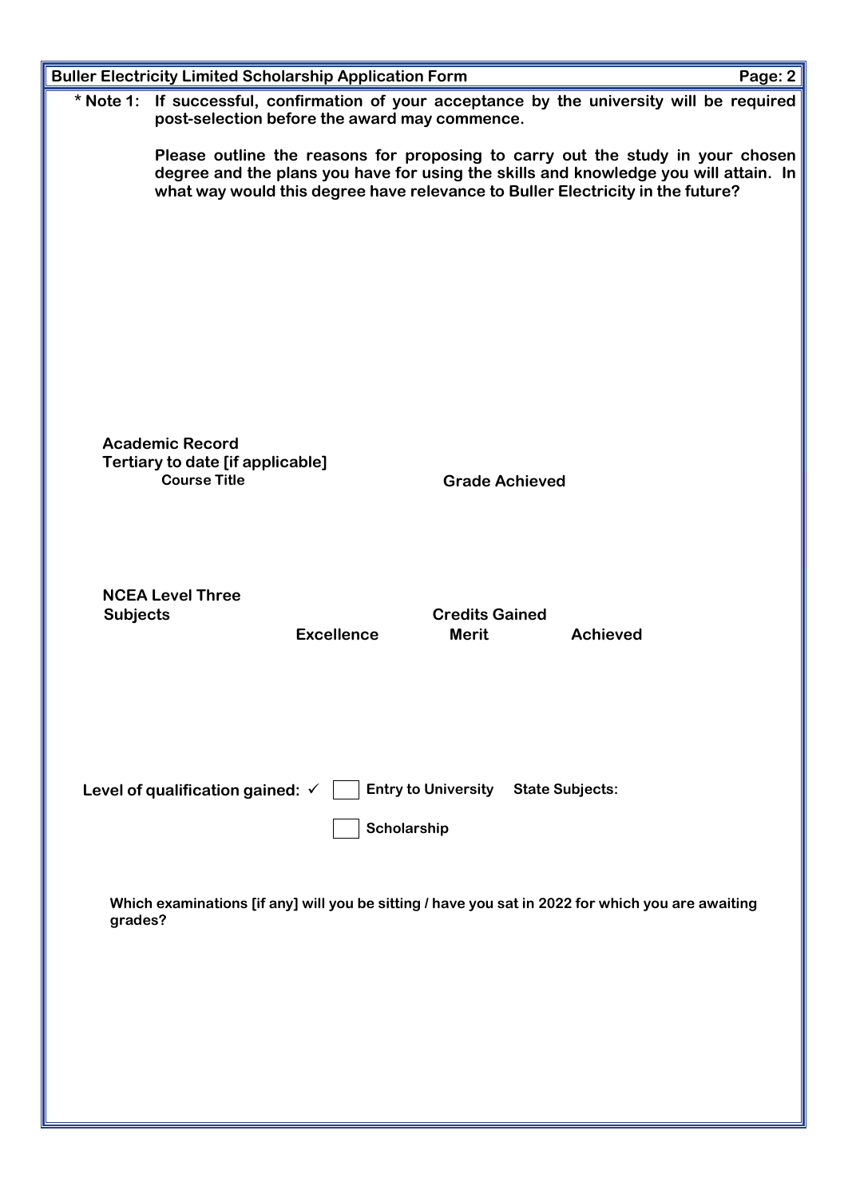**Buller Electricity Limited Scholarship Application Form**

**\* Note 1: If successful, confirmation of your acceptance by the university will be required post-selection before the award may commence.**

**Please outline the reasons for proposing to carry out the study in your chosen degree and the plans you have for using the skills and knowledge you will attain. In what way would this degree have relevance to Buller Electricity in the future?**

**Academic Record**

**Tertiary to date [if applicable]**

| Course Title | Grade Achieved |
| --- | --- |
| | |

**NCEA Level Three**

| Subjects | Credits Gained | | |
| --- | --- | --- | --- |
| | Excellence | Merit | Achieved |
| | | | |

**Level of qualification gained: ✓** ☐ **Entry to University** **State Subjects:**

☐ **Scholarship**

**Which examinations [if any] will you be sitting / have you sat in 2022 for which you are awaiting grades?**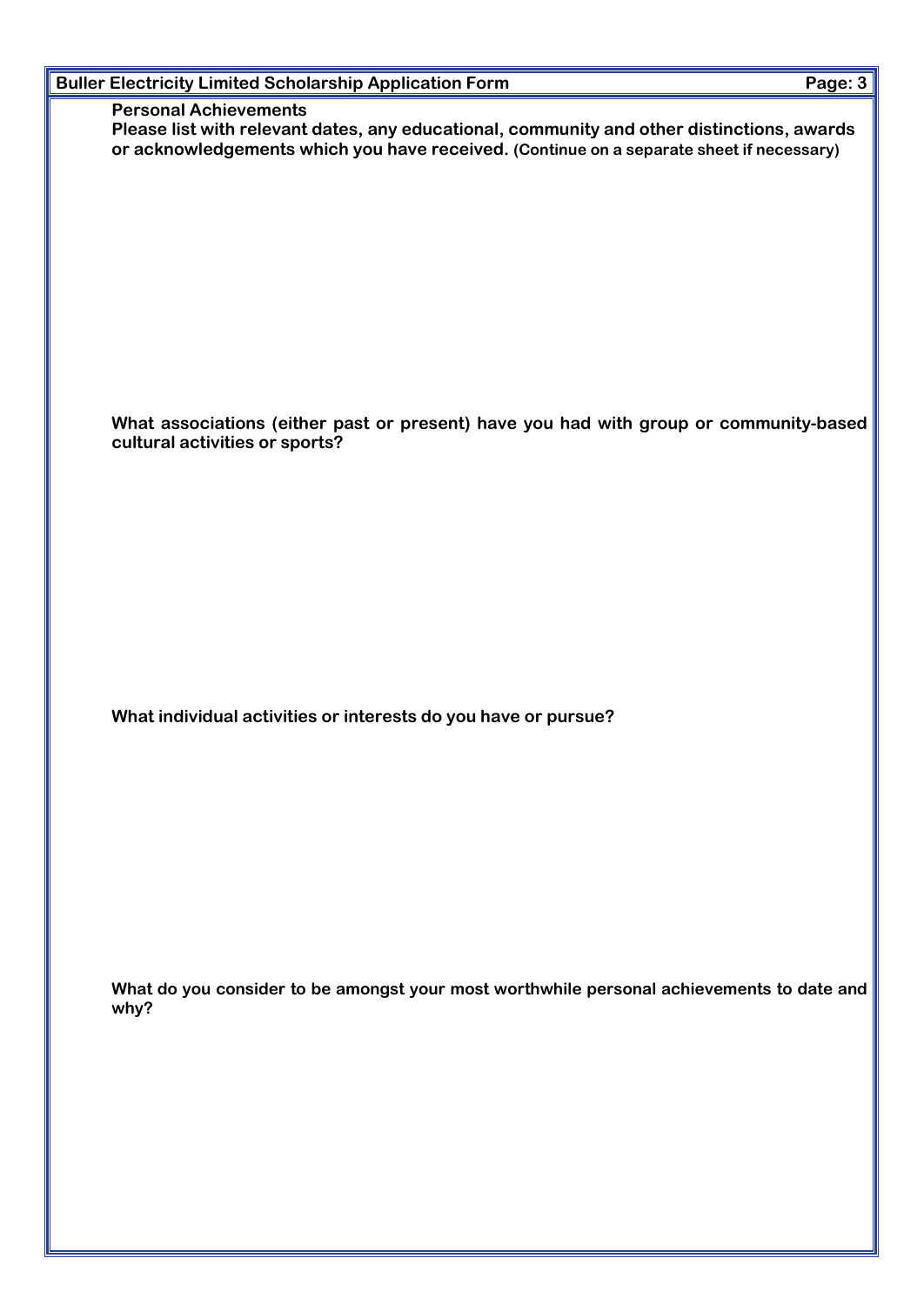**Personal Achievements**

**Please list with relevant dates, any educational, community and other distinctions, awards or acknowledgements which you have received. (Continue on a separate sheet if necessary)**

**What associations (either past or present) have you had with group or community-based cultural activities or sports?**

**What individual activities or interests do you have or pursue?**

**What do you consider to be amongst your most worthwhile personal achievements to date and why?**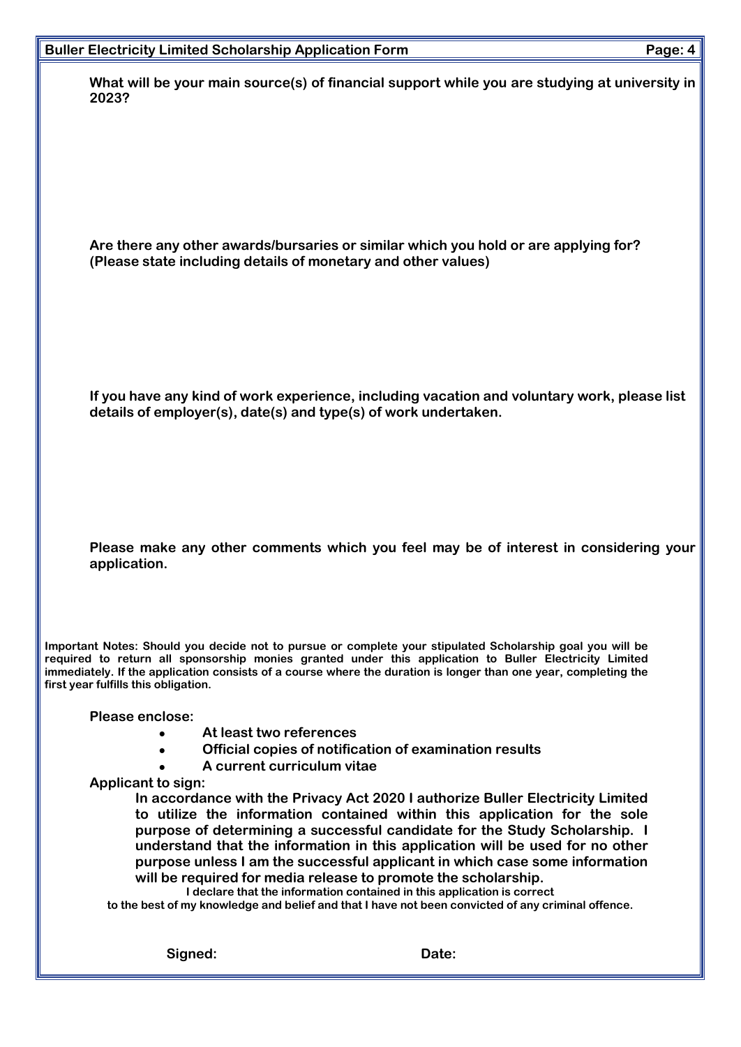**What will be your main source(s) of financial support while you are studying at university in 2023?**

**Are there any other awards/bursaries or similar which you hold or are applying for? (Please state including details of monetary and other values)**

**If you have any kind of work experience, including vacation and voluntary work, please list details of employer(s), date(s) and type(s) of work undertaken.**

**Please make any other comments which you feel may be of interest in considering your application.**

**Important Notes: Should you decide not to pursue or complete your stipulated Scholarship goal you will be required to return all sponsorship monies granted under this application to Buller Electricity Limited immediately. If the application consists of a course where the duration is longer than one year, completing the first year fulfills this obligation.**

**Please enclose:**

- **At least two references**
- **Official copies of notification of examination results**
- **A current curriculum vitae**

**Applicant to sign:**

**In accordance with the Privacy Act 2020 I authorize Buller Electricity Limited to utilize the information contained within this application for the sole purpose of determining a successful candidate for the Study Scholarship. I understand that the information in this application will be used for no other purpose unless I am the successful applicant in which case some information will be required for media release to promote the scholarship.**

**I declare that the information contained in this application is correct to the best of my knowledge and belief and that I have not been convicted of any criminal offence.**

**Signed:** **Date:**